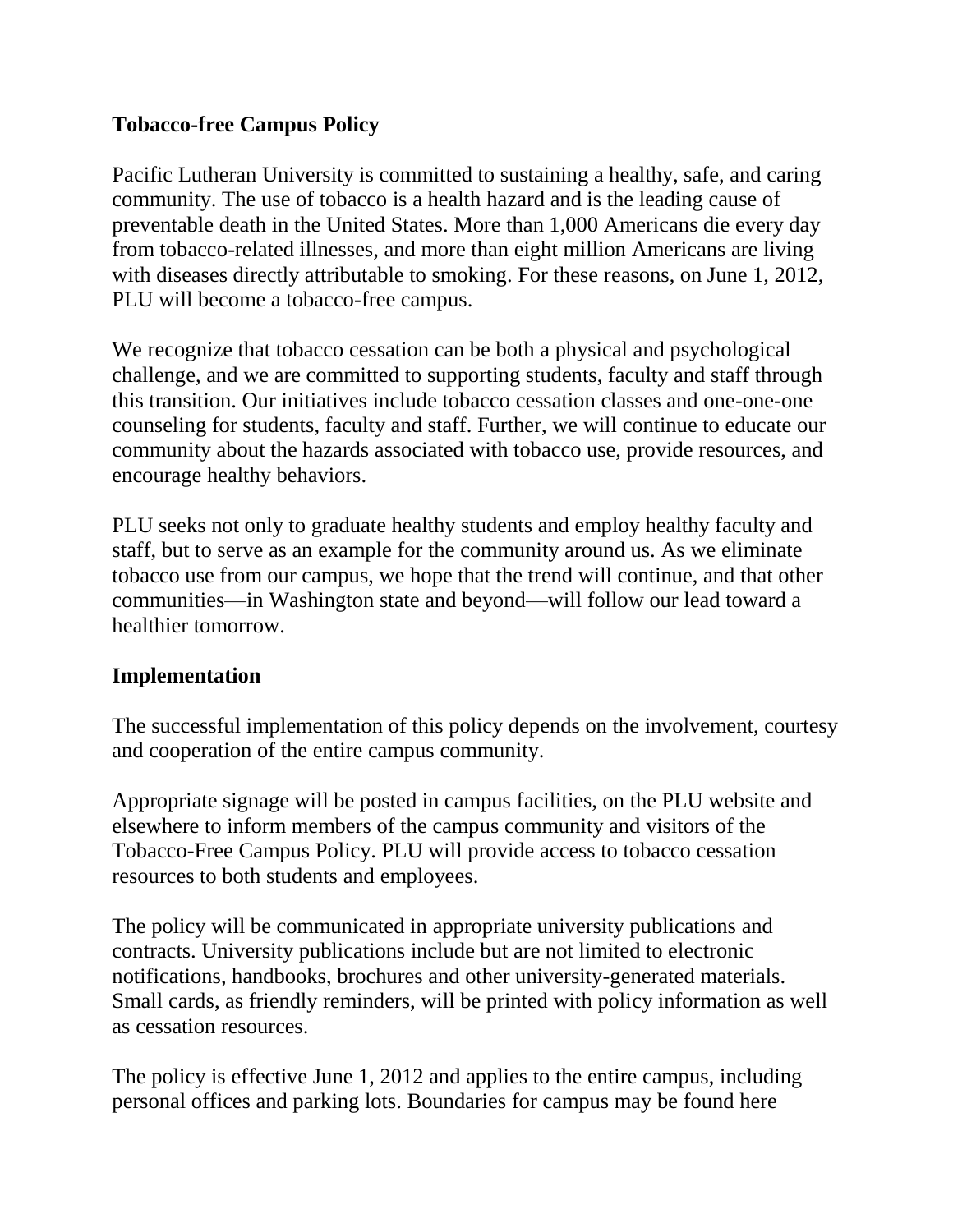## Tobacco-free Campus Policy

Pacific Lutheran University is committed to sustaining a healthy, safe, and caring community. The use of tobacco is a health hazard and is the leading cause of preventable death in the United States. More than 1,000 Americans die every day from tobacco-related illnesses, and more than eight million Americans are living with diseases directly attributable to smoking. For these reasons, on June 1, 2012, PLU will become a tobacco-free campus.

We recognize that tobacco cessation can be both a physical and psychological challenge, and we are committed to supporting students, faculty and staff through this transition. Our initiatives include tobacco cessation classes and one-one-one counseling for students, faculty and staff. Further, we will continue to educate our community about the hazards associated with tobacco use, provide resources, and encourage healthy behaviors.

PLU seeks not only to graduate healthy students and employ healthy faculty and staff, but to serve as an example for the community around us. As we eliminate tobacco use from our campus, we hope that the trend will continue, and that other communities—in Washington state and beyond—will follow our lead toward a healthier tomorrow.

## Implementation

The successful implementation of this policy depends on the involvement, courtesy and cooperation of the entire campus community.

Appropriate signage will be posted in campus facilities, on the PLU website and elsewhere to inform members of the campus community and visitors of the Tobacco-Free Campus Policy. PLU will provide access to tobacco cessation resources to both students and employees.

The policy will be communicated in appropriate university publications and contracts. University publications include but are not limited to electronic notifications, handbooks, brochures and other university-generated materials. Small cards, as friendly reminders, will be printed with policy information as well as cessation resources.

The policy is effective June 1, 2012 and applies to the entire campus, including personal offices and parking lots. Boundaries for campus may be found here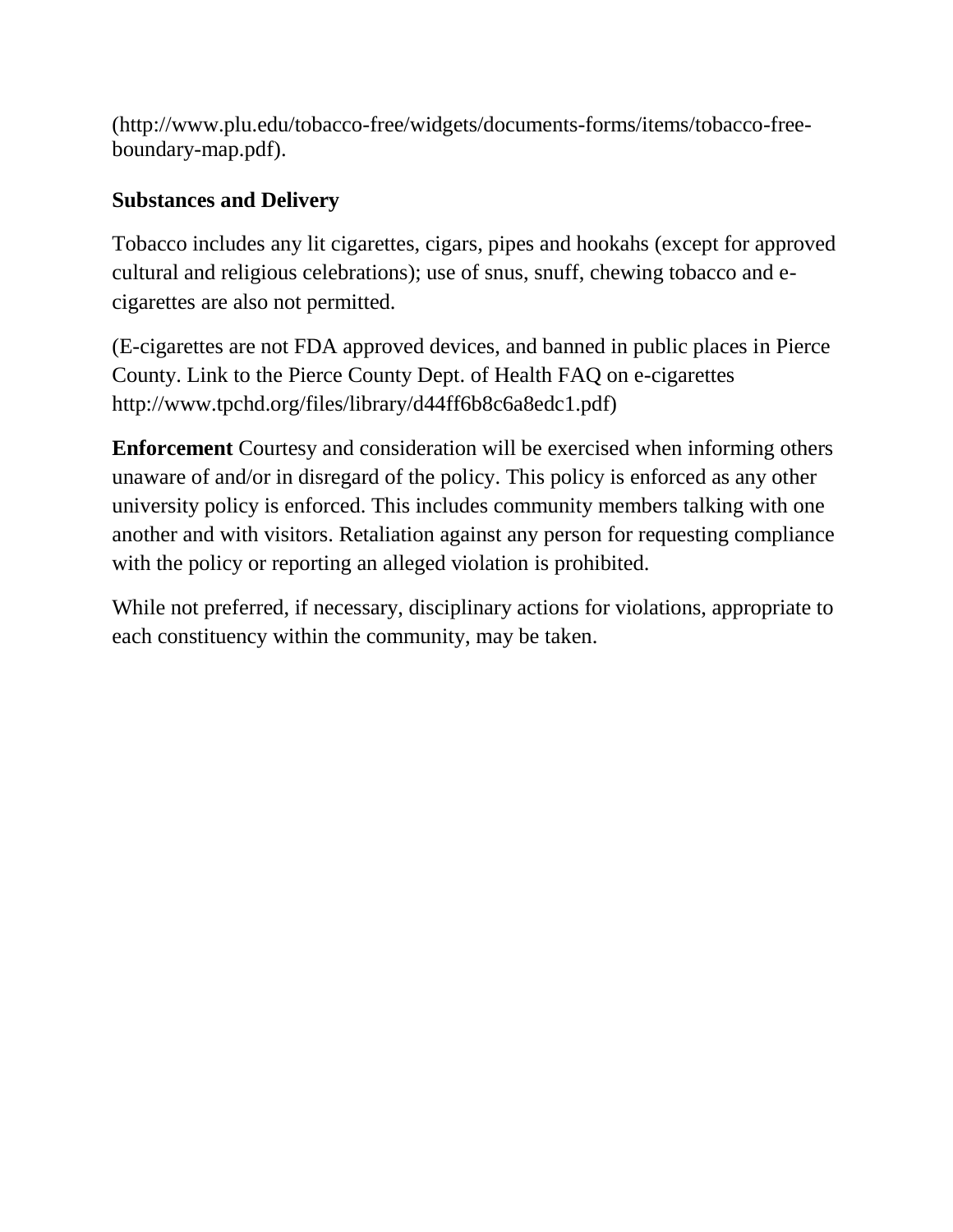(http://www.plu.edu/tobacco-free/widgets/documents-forms/items/tobacco-free-boundary-map.pdf).

**Substances and Delivery**

Tobacco includes any lit cigarettes, cigars, pipes and hookahs (except for approved cultural and religious celebrations); use of snus, snuff, chewing tobacco and e-cigarettes are also not permitted.

(E-cigarettes are not FDA approved devices, and banned in public places in Pierce County. Link to the Pierce County Dept. of Health FAQ on e-cigarettes http://www.tpchd.org/files/library/d44ff6b8c6a8edc1.pdf)

**Enforcement** Courtesy and consideration will be exercised when informing others unaware of and/or in disregard of the policy. This policy is enforced as any other university policy is enforced. This includes community members talking with one another and with visitors. Retaliation against any person for requesting compliance with the policy or reporting an alleged violation is prohibited.

While not preferred, if necessary, disciplinary actions for violations, appropriate to each constituency within the community, may be taken.